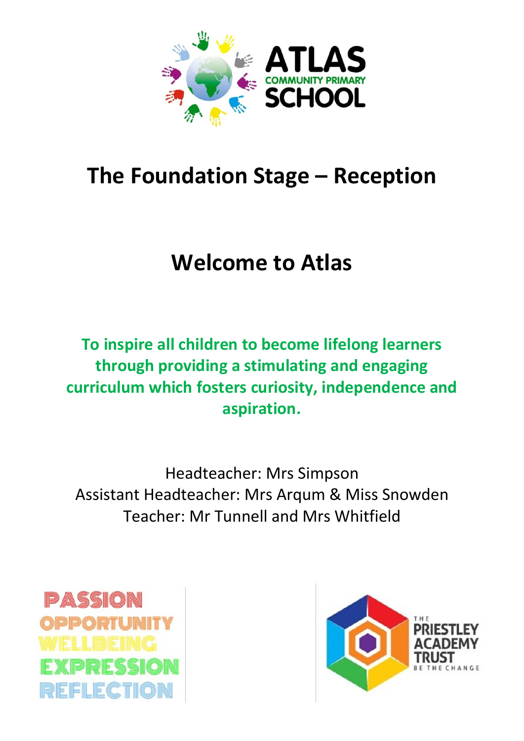ATLAS COMMUNITY PRIMARY SCHOOL

# The Foundation Stage – Reception

# Welcome to Atlas

**To inspire all children to become lifelong learners through providing a stimulating and engaging curriculum which fosters curiosity, independence and aspiration.**

Headteacher: Mrs Simpson
Assistant Headteacher: Mrs Arqum & Miss Snowden
Teacher: Mr Tunnell and Mrs Whitfield

PASSION
OPPORTUNITY
WELLBEING
EXPRESSION
REFLECTION

THE PRIESTLEY ACADEMY TRUST
BE THE CHANGE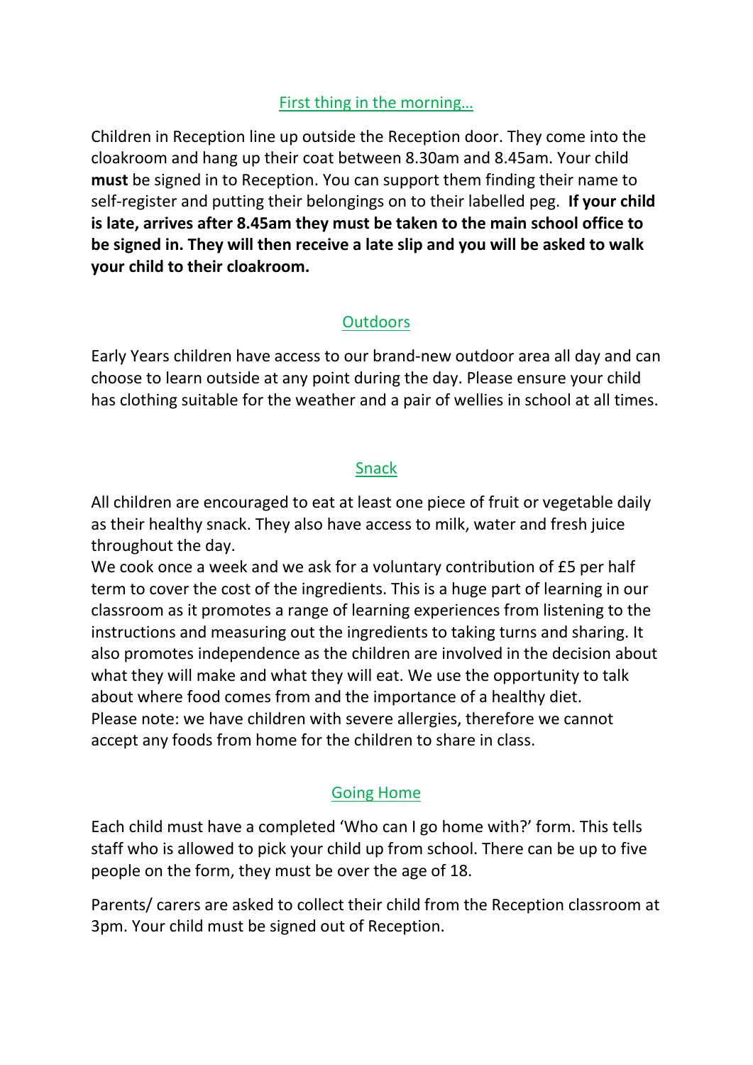## First thing in the morning…

Children in Reception line up outside the Reception door. They come into the cloakroom and hang up their coat between 8.30am and 8.45am. Your child **must** be signed in to Reception. You can support them finding their name to self-register and putting their belongings on to their labelled peg. **If your child is late, arrives after 8.45am they must be taken to the main school office to be signed in. They will then receive a late slip and you will be asked to walk your child to their cloakroom.**

## Outdoors

Early Years children have access to our brand-new outdoor area all day and can choose to learn outside at any point during the day. Please ensure your child has clothing suitable for the weather and a pair of wellies in school at all times.

## Snack

All children are encouraged to eat at least one piece of fruit or vegetable daily as their healthy snack. They also have access to milk, water and fresh juice throughout the day.

We cook once a week and we ask for a voluntary contribution of £5 per half term to cover the cost of the ingredients. This is a huge part of learning in our classroom as it promotes a range of learning experiences from listening to the instructions and measuring out the ingredients to taking turns and sharing. It also promotes independence as the children are involved in the decision about what they will make and what they will eat. We use the opportunity to talk about where food comes from and the importance of a healthy diet.

Please note: we have children with severe allergies, therefore we cannot accept any foods from home for the children to share in class.

## Going Home

Each child must have a completed 'Who can I go home with?' form. This tells staff who is allowed to pick your child up from school. There can be up to five people on the form, they must be over the age of 18.

Parents/ carers are asked to collect their child from the Reception classroom at 3pm. Your child must be signed out of Reception.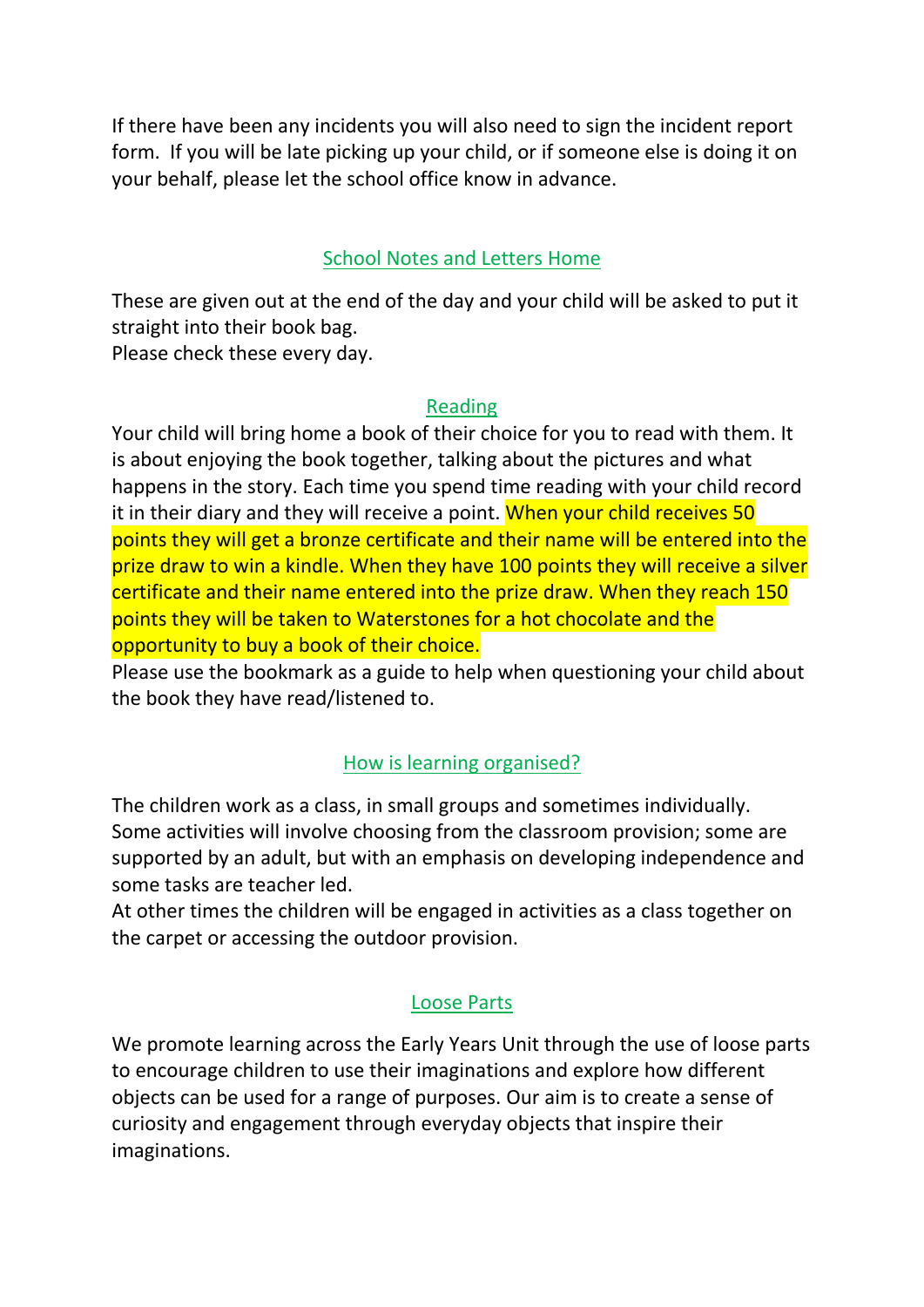If there have been any incidents you will also need to sign the incident report form. If you will be late picking up your child, or if someone else is doing it on your behalf, please let the school office know in advance.

## School Notes and Letters Home

These are given out at the end of the day and your child will be asked to put it straight into their book bag.
Please check these every day.

## Reading

Your child will bring home a book of their choice for you to read with them. It is about enjoying the book together, talking about the pictures and what happens in the story. Each time you spend time reading with your child record it in their diary and they will receive a point. When your child receives 50 points they will get a bronze certificate and their name will be entered into the prize draw to win a kindle. When they have 100 points they will receive a silver certificate and their name entered into the prize draw. When they reach 150 points they will be taken to Waterstones for a hot chocolate and the opportunity to buy a book of their choice.
Please use the bookmark as a guide to help when questioning your child about the book they have read/listened to.

## How is learning organised?

The children work as a class, in small groups and sometimes individually. Some activities will involve choosing from the classroom provision; some are supported by an adult, but with an emphasis on developing independence and some tasks are teacher led.
At other times the children will be engaged in activities as a class together on the carpet or accessing the outdoor provision.

## Loose Parts

We promote learning across the Early Years Unit through the use of loose parts to encourage children to use their imaginations and explore how different objects can be used for a range of purposes. Our aim is to create a sense of curiosity and engagement through everyday objects that inspire their imaginations.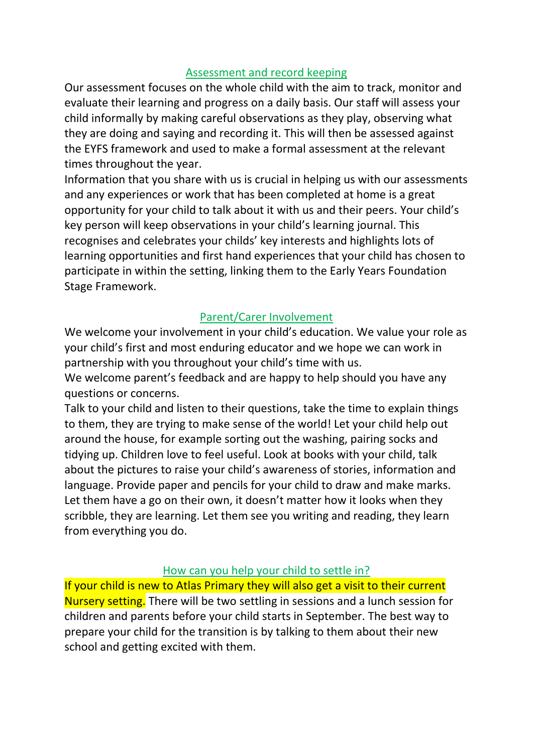## Assessment and record keeping

Our assessment focuses on the whole child with the aim to track, monitor and evaluate their learning and progress on a daily basis. Our staff will assess your child informally by making careful observations as they play, observing what they are doing and saying and recording it. This will then be assessed against the EYFS framework and used to make a formal assessment at the relevant times throughout the year.

Information that you share with us is crucial in helping us with our assessments and any experiences or work that has been completed at home is a great opportunity for your child to talk about it with us and their peers. Your child's key person will keep observations in your child's learning journal. This recognises and celebrates your childs' key interests and highlights lots of learning opportunities and first hand experiences that your child has chosen to participate in within the setting, linking them to the Early Years Foundation Stage Framework.

## Parent/Carer Involvement

We welcome your involvement in your child's education. We value your role as your child's first and most enduring educator and we hope we can work in partnership with you throughout your child's time with us.

We welcome parent's feedback and are happy to help should you have any questions or concerns.

Talk to your child and listen to their questions, take the time to explain things to them, they are trying to make sense of the world! Let your child help out around the house, for example sorting out the washing, pairing socks and tidying up. Children love to feel useful. Look at books with your child, talk about the pictures to raise your child's awareness of stories, information and language. Provide paper and pencils for your child to draw and make marks. Let them have a go on their own, it doesn't matter how it looks when they scribble, they are learning. Let them see you writing and reading, they learn from everything you do.

## How can you help your child to settle in?

If your child is new to Atlas Primary they will also get a visit to their current Nursery setting. There will be two settling in sessions and a lunch session for children and parents before your child starts in September. The best way to prepare your child for the transition is by talking to them about their new school and getting excited with them.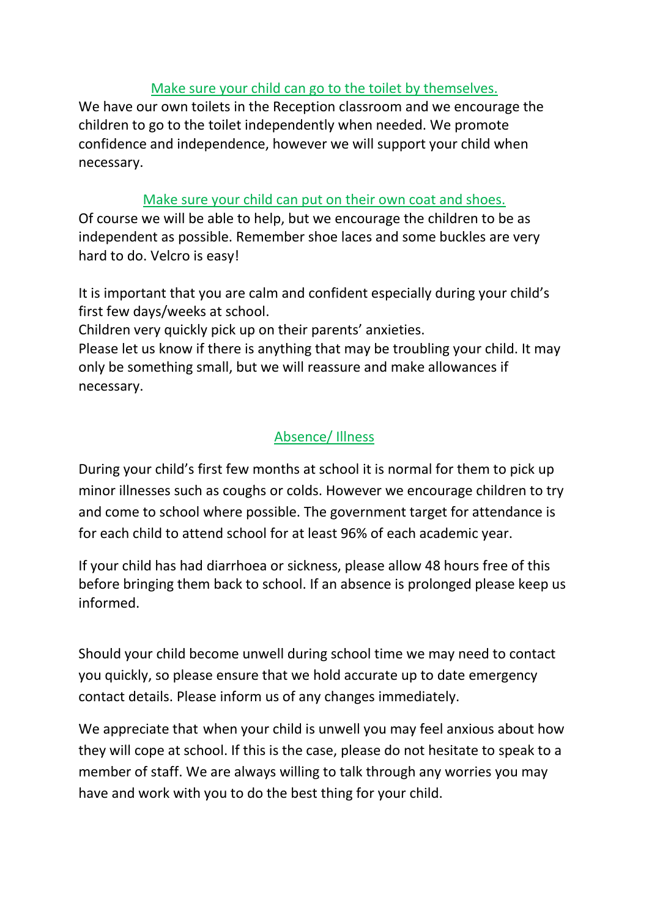### Make sure your child can go to the toilet by themselves.

We have our own toilets in the Reception classroom and we encourage the children to go to the toilet independently when needed. We promote confidence and independence, however we will support your child when necessary.

### Make sure your child can put on their own coat and shoes.

Of course we will be able to help, but we encourage the children to be as independent as possible. Remember shoe laces and some buckles are very hard to do. Velcro is easy!

It is important that you are calm and confident especially during your child's first few days/weeks at school.

Children very quickly pick up on their parents' anxieties.

Please let us know if there is anything that may be troubling your child. It may only be something small, but we will reassure and make allowances if necessary.

## Absence/ Illness

During your child's first few months at school it is normal for them to pick up minor illnesses such as coughs or colds. However we encourage children to try and come to school where possible. The government target for attendance is for each child to attend school for at least 96% of each academic year.

If your child has had diarrhoea or sickness, please allow 48 hours free of this before bringing them back to school. If an absence is prolonged please keep us informed.

Should your child become unwell during school time we may need to contact you quickly, so please ensure that we hold accurate up to date emergency contact details. Please inform us of any changes immediately.

We appreciate that when your child is unwell you may feel anxious about how they will cope at school. If this is the case, please do not hesitate to speak to a member of staff. We are always willing to talk through any worries you may have and work with you to do the best thing for your child.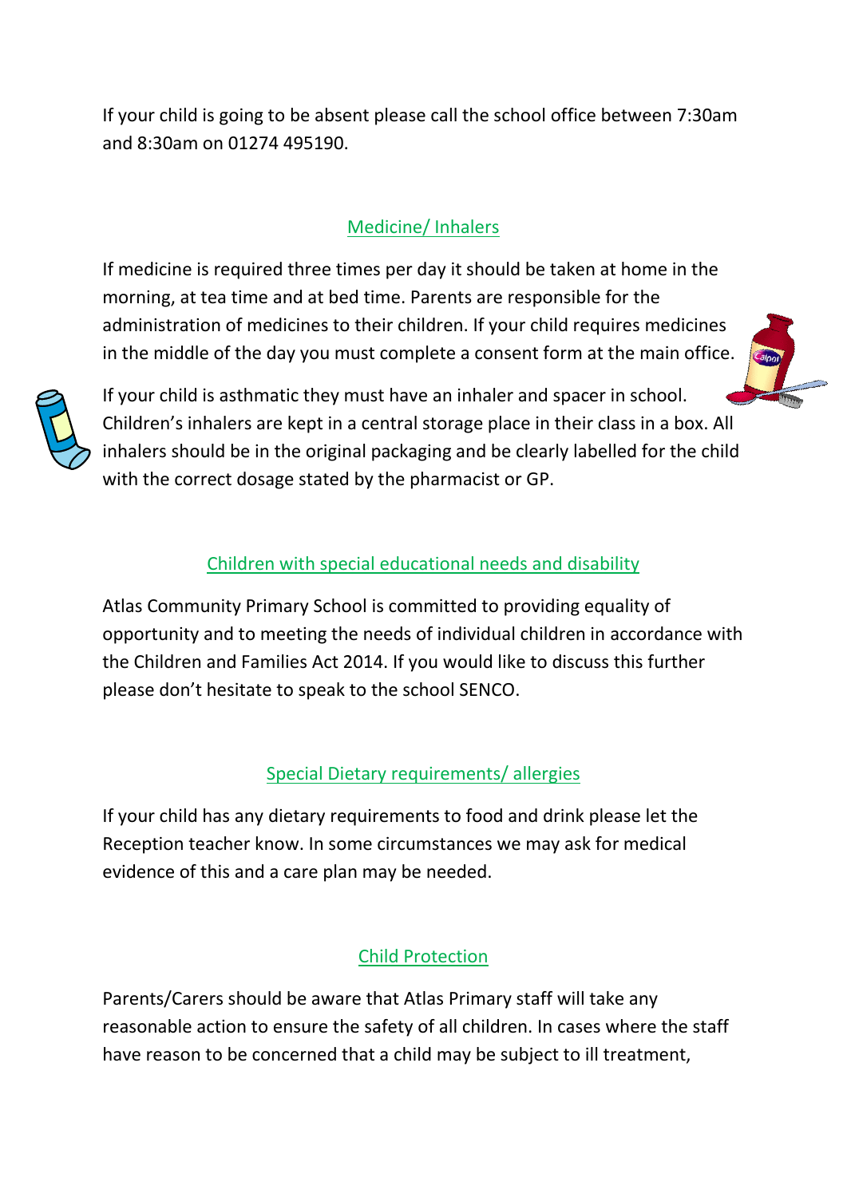If your child is going to be absent please call the school office between 7:30am and 8:30am on 01274 495190.

## Medicine/ Inhalers

If medicine is required three times per day it should be taken at home in the morning, at tea time and at bed time. Parents are responsible for the administration of medicines to their children. If your child requires medicines in the middle of the day you must complete a consent form at the main office.

If your child is asthmatic they must have an inhaler and spacer in school. Children's inhalers are kept in a central storage place in their class in a box. All inhalers should be in the original packaging and be clearly labelled for the child with the correct dosage stated by the pharmacist or GP.

## Children with special educational needs and disability

Atlas Community Primary School is committed to providing equality of opportunity and to meeting the needs of individual children in accordance with the Children and Families Act 2014. If you would like to discuss this further please don't hesitate to speak to the school SENCO.

## Special Dietary requirements/ allergies

If your child has any dietary requirements to food and drink please let the Reception teacher know. In some circumstances we may ask for medical evidence of this and a care plan may be needed.

## Child Protection

Parents/Carers should be aware that Atlas Primary staff will take any reasonable action to ensure the safety of all children. In cases where the staff have reason to be concerned that a child may be subject to ill treatment,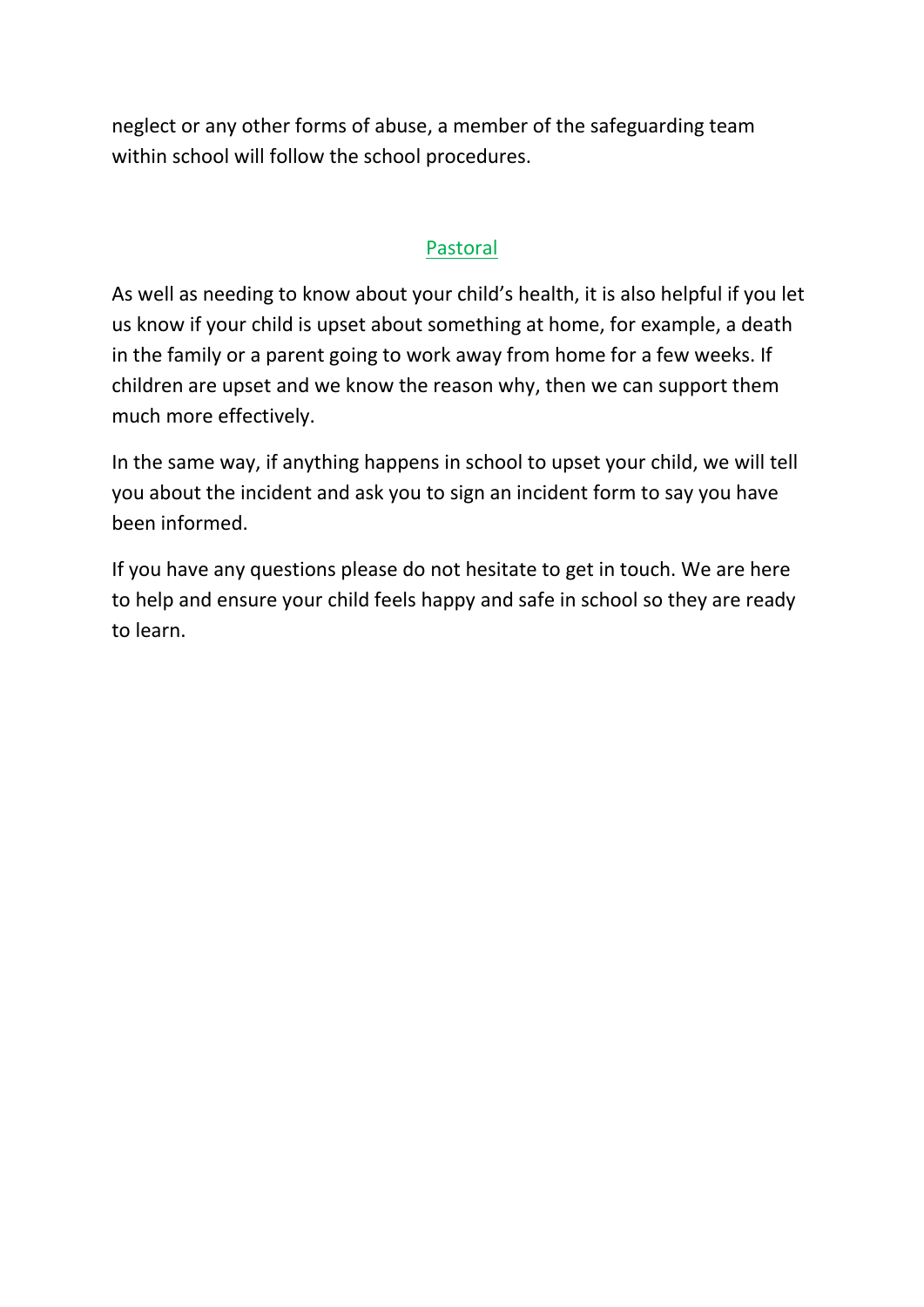neglect or any other forms of abuse, a member of the safeguarding team within school will follow the school procedures.

## Pastoral

As well as needing to know about your child's health, it is also helpful if you let us know if your child is upset about something at home, for example, a death in the family or a parent going to work away from home for a few weeks. If children are upset and we know the reason why, then we can support them much more effectively.

In the same way, if anything happens in school to upset your child, we will tell you about the incident and ask you to sign an incident form to say you have been informed.

If you have any questions please do not hesitate to get in touch. We are here to help and ensure your child feels happy and safe in school so they are ready to learn.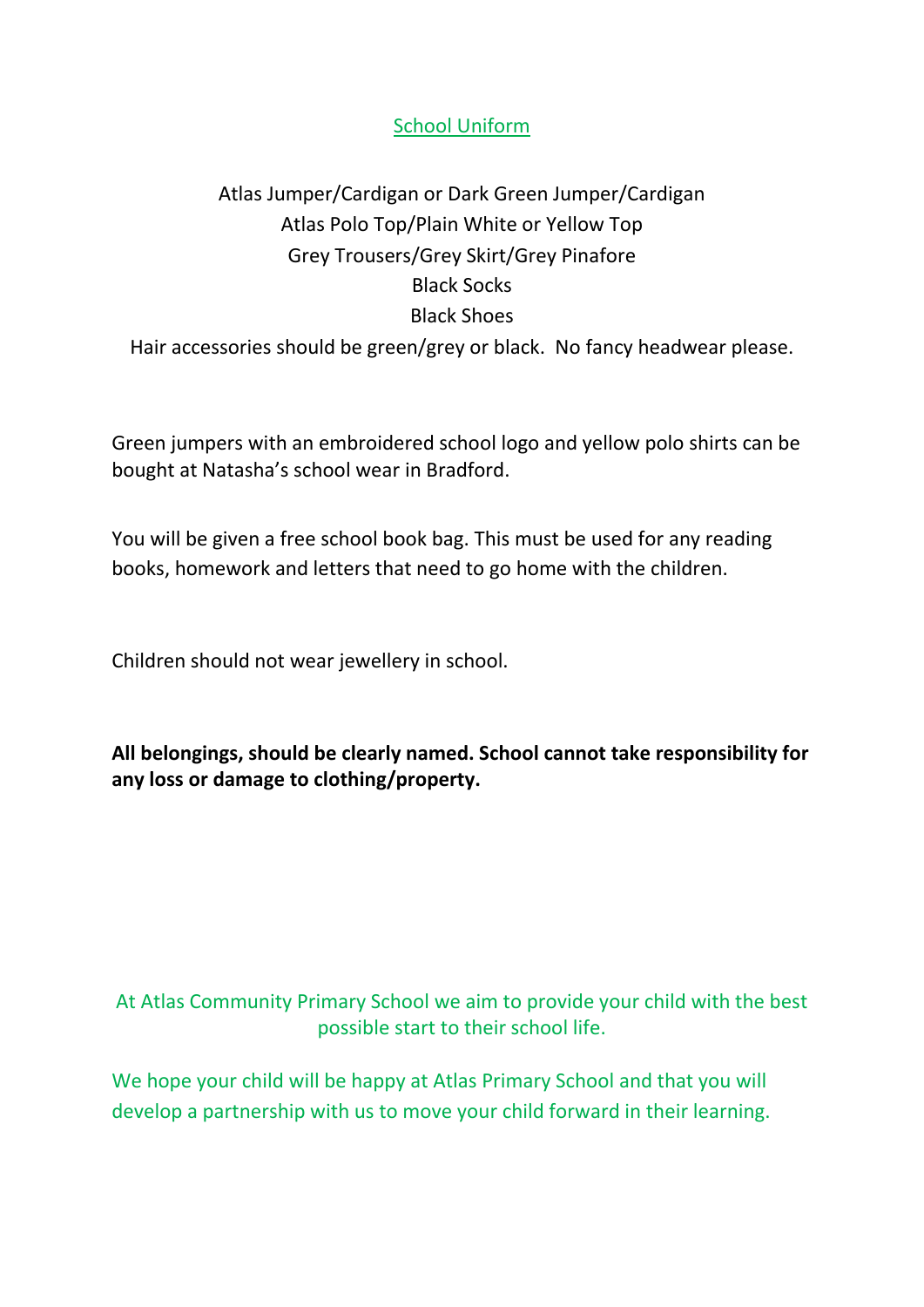## School Uniform

Atlas Jumper/Cardigan or Dark Green Jumper/Cardigan
Atlas Polo Top/Plain White or Yellow Top
Grey Trousers/Grey Skirt/Grey Pinafore
Black Socks
Black Shoes
Hair accessories should be green/grey or black. No fancy headwear please.

Green jumpers with an embroidered school logo and yellow polo shirts can be bought at Natasha's school wear in Bradford.

You will be given a free school book bag. This must be used for any reading books, homework and letters that need to go home with the children.

Children should not wear jewellery in school.

**All belongings, should be clearly named. School cannot take responsibility for any loss or damage to clothing/property.**

At Atlas Community Primary School we aim to provide your child with the best possible start to their school life.

We hope your child will be happy at Atlas Primary School and that you will develop a partnership with us to move your child forward in their learning.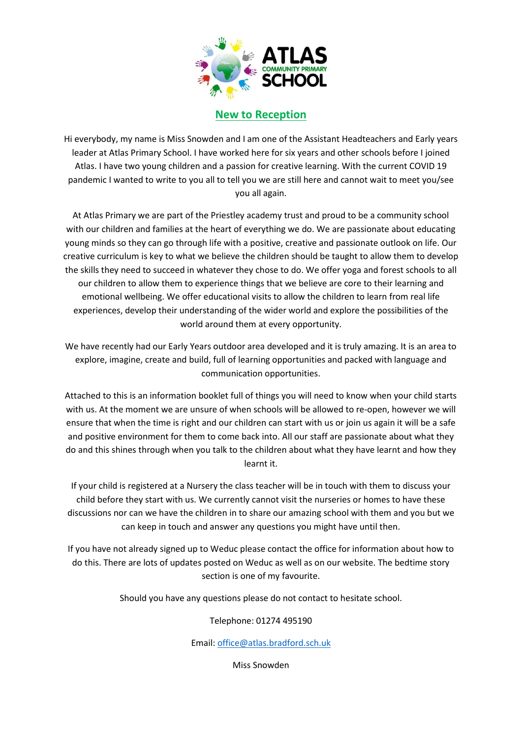ATLAS COMMUNITY PRIMARY SCHOOL

## New to Reception

Hi everybody, my name is Miss Snowden and I am one of the Assistant Headteachers and Early years leader at Atlas Primary School. I have worked here for six years and other schools before I joined Atlas. I have two young children and a passion for creative learning. With the current COVID 19 pandemic I wanted to write to you all to tell you we are still here and cannot wait to meet you/see you all again.

At Atlas Primary we are part of the Priestley academy trust and proud to be a community school with our children and families at the heart of everything we do. We are passionate about educating young minds so they can go through life with a positive, creative and passionate outlook on life. Our creative curriculum is key to what we believe the children should be taught to allow them to develop the skills they need to succeed in whatever they chose to do. We offer yoga and forest schools to all our children to allow them to experience things that we believe are core to their learning and emotional wellbeing. We offer educational visits to allow the children to learn from real life experiences, develop their understanding of the wider world and explore the possibilities of the world around them at every opportunity.

We have recently had our Early Years outdoor area developed and it is truly amazing. It is an area to explore, imagine, create and build, full of learning opportunities and packed with language and communication opportunities.

Attached to this is an information booklet full of things you will need to know when your child starts with us. At the moment we are unsure of when schools will be allowed to re-open, however we will ensure that when the time is right and our children can start with us or join us again it will be a safe and positive environment for them to come back into. All our staff are passionate about what they do and this shines through when you talk to the children about what they have learnt and how they learnt it.

If your child is registered at a Nursery the class teacher will be in touch with them to discuss your child before they start with us. We currently cannot visit the nurseries or homes to have these discussions nor can we have the children in to share our amazing school with them and you but we can keep in touch and answer any questions you might have until then.

If you have not already signed up to Weduc please contact the office for information about how to do this. There are lots of updates posted on Weduc as well as on our website. The bedtime story section is one of my favourite.

Should you have any questions please do not contact to hesitate school.

Telephone: 01274 495190

Email: office@atlas.bradford.sch.uk

Miss Snowden